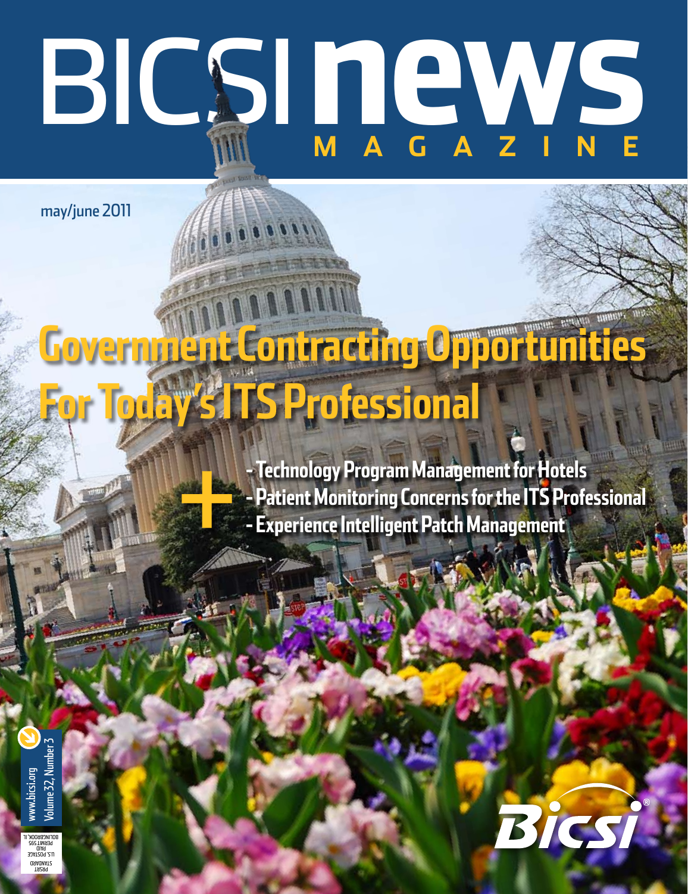# BICSI news MAGAZINE

may/june 2011

# Government Contracting Opportunities For Today's ITS Professional

+
- Technology Program Management for Hotels
- Patient Monitoring Concerns for the ITS Professional
- Experience Intelligent Patch Management

www.bicsi.org
Volume 32, Number 3

PRSRT STANDARD U.S. POSTAGE PAID PERMIT 595 BOLINGBROOK, IL

BICSI®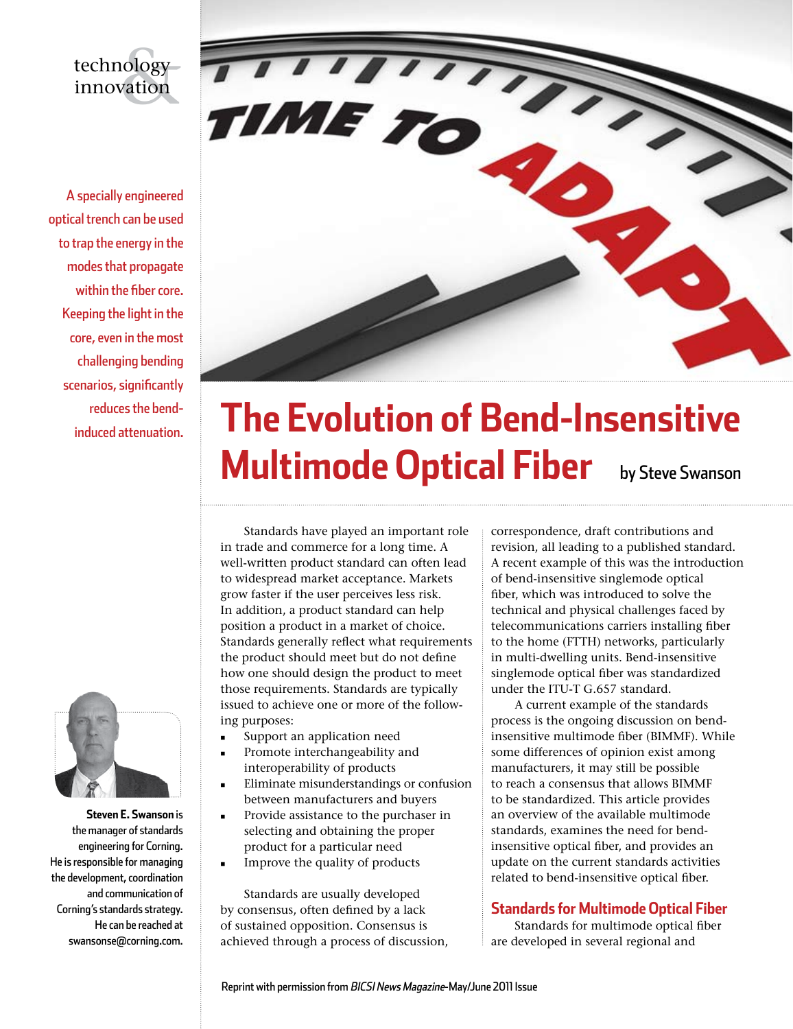technology & innovation

# The Evolution of Bend-Insensitive Multimode Optical Fiber

by Steve Swanson

A specially engineered optical trench can be used to trap the energy in the modes that propagate within the fiber core. Keeping the light in the core, even in the most challenging bending scenarios, significantly reduces the bend-induced attenuation.

**Steven E. Swanson** is the manager of standards engineering for Corning. He is responsible for managing the development, coordination and communication of Corning's standards strategy. He can be reached at swansonse@corning.com.

Standards have played an important role in trade and commerce for a long time. A well-written product standard can often lead to widespread market acceptance. Markets grow faster if the user perceives less risk. In addition, a product standard can help position a product in a market of choice. Standards generally reflect what requirements the product should meet but do not define how one should design the product to meet those requirements. Standards are typically issued to achieve one or more of the following purposes:

- Support an application need
- Promote interchangeability and interoperability of products
- Eliminate misunderstandings or confusion between manufacturers and buyers
- Provide assistance to the purchaser in selecting and obtaining the proper product for a particular need
- Improve the quality of products

Standards are usually developed by consensus, often defined by a lack of sustained opposition. Consensus is achieved through a process of discussion, correspondence, draft contributions and revision, all leading to a published standard. A recent example of this was the introduction of bend-insensitive singlemode optical fiber, which was introduced to solve the technical and physical challenges faced by telecommunications carriers installing fiber to the home (FTTH) networks, particularly in multi-dwelling units. Bend-insensitive singlemode optical fiber was standardized under the ITU-T G.657 standard.

A current example of the standards process is the ongoing discussion on bend-insensitive multimode fiber (BIMMF). While some differences of opinion exist among manufacturers, it may still be possible to reach a consensus that allows BIMMF to be standardized. This article provides an overview of the available multimode standards, examines the need for bend-insensitive optical fiber, and provides an update on the current standards activities related to bend-insensitive optical fiber.

## Standards for Multimode Optical Fiber

Standards for multimode optical fiber are developed in several regional and

Reprint with permission from *BICSI News Magazine*-May/June 2011 Issue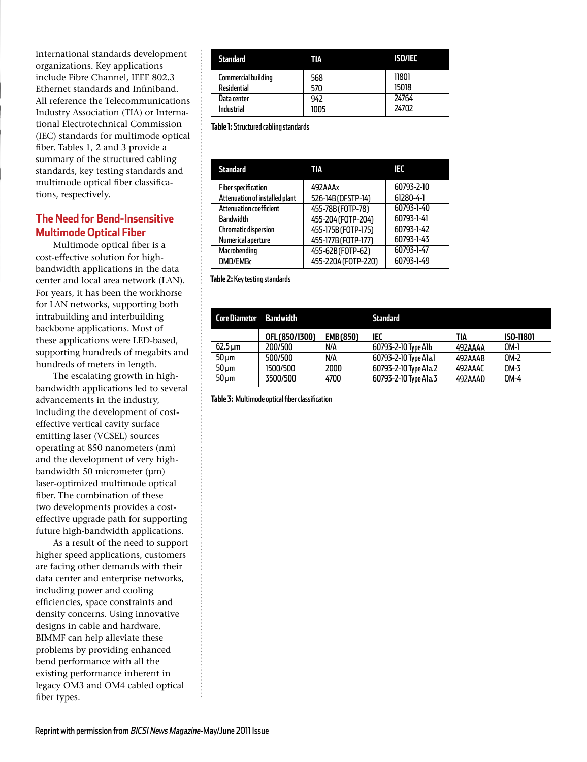international standards development organizations. Key applications include Fibre Channel, IEEE 802.3 Ethernet standards and Infiniband. All reference the Telecommunications Industry Association (TIA) or International Electrotechnical Commission (IEC) standards for multimode optical fiber. Tables 1, 2 and 3 provide a summary of the structured cabling standards, key testing standards and multimode optical fiber classifications, respectively.

## The Need for Bend-Insensitive Multimode Optical Fiber

Multimode optical fiber is a cost-effective solution for high-bandwidth applications in the data center and local area network (LAN). For years, it has been the workhorse for LAN networks, supporting both intrabuilding and interbuilding backbone applications. Most of these applications were LED-based, supporting hundreds of megabits and hundreds of meters in length.

The escalating growth in high-bandwidth applications led to several advancements in the industry, including the development of cost-effective vertical cavity surface emitting laser (VCSEL) sources operating at 850 nanometers (nm) and the development of very high-bandwidth 50 micrometer (µm) laser-optimized multimode optical fiber. The combination of these two developments provides a cost-effective upgrade path for supporting future high-bandwidth applications.

As a result of the need to support higher speed applications, customers are facing other demands with their data center and enterprise networks, including power and cooling efficiencies, space constraints and density concerns. Using innovative designs in cable and hardware, BIMMF can help alleviate these problems by providing enhanced bend performance with all the existing performance inherent in legacy OM3 and OM4 cabled optical fiber types.

| Standard | TIA | ISO/IEC |
|---|---|---|
| Commercial building | 568 | 11801 |
| Residential | 570 | 15018 |
| Data center | 942 | 24764 |
| Industrial | 1005 | 24702 |

**Table 1:** Structured cabling standards

| Standard | TIA | IEC |
|---|---|---|
| Fiber specification | 492AAAx | 60793-2-10 |
| Attenuation of installed plant | 526-14B (OFSTP-14) | 61280-4-1 |
| Attenuation coefficient | 455-78B (FOTP-78) | 60793-1-40 |
| Bandwidth | 455-204 (FOTP-204) | 60793-1-41 |
| Chromatic dispersion | 455-175B (FOTP-175) | 60793-1-42 |
| Numerical aperture | 455-177B (FOTP-177) | 60793-1-43 |
| Macrobending | 455-62B (FOTP-62) | 60793-1-47 |
| DMD/EMBc | 455-220A (FOTP-220) | 60793-1-49 |

**Table 2:** Key testing standards

| Core Diameter | Bandwidth | | Standard | | |
|---|---|---|---|---|---|
| | OFL (850/1300) | EMB (850) | IEC | TIA | ISO-11801 |
| 62.5 µm | 200/500 | N/A | 60793-2-10 Type A1b | 492AAAA | OM-1 |
| 50 µm | 500/500 | N/A | 60793-2-10 Type A1a.1 | 492AAAB | OM-2 |
| 50 µm | 1500/500 | 2000 | 60793-2-10 Type A1a.2 | 492AAAC | OM-3 |
| 50 µm | 3500/500 | 4700 | 60793-2-10 Type A1a.3 | 492AAAD | OM-4 |

**Table 3:** Multimode optical fiber classification

Reprint with permission from *BICSI News Magazine*-May/June 2011 Issue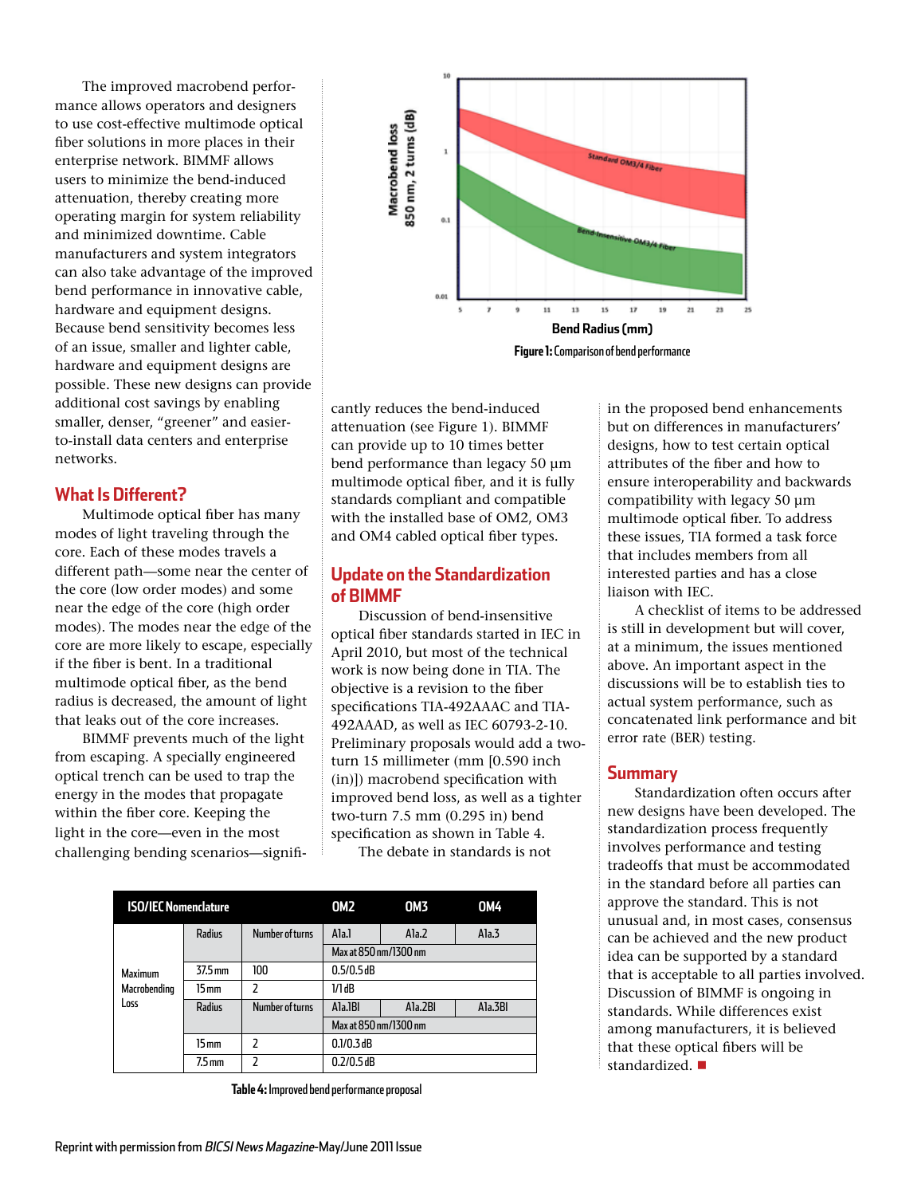The improved macrobend performance allows operators and designers to use cost-effective multimode optical fiber solutions in more places in their enterprise network. BIMMF allows users to minimize the bend-induced attenuation, thereby creating more operating margin for system reliability and minimized downtime. Cable manufacturers and system integrators can also take advantage of the improved bend performance in innovative cable, hardware and equipment designs. Because bend sensitivity becomes less of an issue, smaller and lighter cable, hardware and equipment designs are possible. These new designs can provide additional cost savings by enabling smaller, denser, "greener" and easier-to-install data centers and enterprise networks.

## What Is Different?

Multimode optical fiber has many modes of light traveling through the core. Each of these modes travels a different path—some near the center of the core (low order modes) and some near the edge of the core (high order modes). The modes near the edge of the core are more likely to escape, especially if the fiber is bent. In a traditional multimode optical fiber, as the bend radius is decreased, the amount of light that leaks out of the core increases.

BIMMF prevents much of the light from escaping. A specially engineered optical trench can be used to trap the energy in the modes that propagate within the fiber core. Keeping the light in the core—even in the most challenging bending scenarios—significantly reduces the bend-induced attenuation (see Figure 1). BIMMF can provide up to 10 times better bend performance than legacy 50 µm multimode optical fiber, and it is fully standards compliant and compatible with the installed base of OM2, OM3 and OM4 cabled optical fiber types.

Macrobend loss
850 nm, 2 turns (dB)
10
1
0.1
0.01
Standard OM3/4 Fiber
Bend-insensitive OM3/4 Fiber
5 7 9 11 13 15 17 19 21 23 25
Bend Radius (mm)

**Figure 1:** Comparison of bend performance

## Update on the Standardization of BIMMF

Discussion of bend-insensitive optical fiber standards started in IEC in April 2010, but most of the technical work is now being done in TIA. The objective is a revision to the fiber specifications TIA-492AAAC and TIA-492AAAD, as well as IEC 60793-2-10. Preliminary proposals would add a two-turn 15 millimeter (mm [0.590 inch (in)]) macrobend specification with improved bend loss, as well as a tighter two-turn 7.5 mm (0.295 in) bend specification as shown in Table 4.

The debate in standards is not in the proposed bend enhancements but on differences in manufacturers' designs, how to test certain optical attributes of the fiber and how to ensure interoperability and backwards compatibility with legacy 50 µm multimode optical fiber. To address these issues, TIA formed a task force that includes members from all interested parties and has a close liaison with IEC.

A checklist of items to be addressed is still in development but will cover, at a minimum, the issues mentioned above. An important aspect in the discussions will be to establish ties to actual system performance, such as concatenated link performance and bit error rate (BER) testing.

| ISO/IEC Nomenclature | | | OM2 | OM3 | OM4 |
|---|---|---|---|---|---|
| Maximum Macrobending Loss | Radius | Number of turns | A1a.1 | A1a.2 | A1a.3 |
| | | | Max at 850 nm/1300 nm | | |
| | 37.5 mm | 100 | 0.5/0.5 dB | | |
| | 15 mm | 2 | 1/1 dB | | |
| | Radius | Number of turns | A1a.1BI | A1a.2BI | A1a.3BI |
| | | | Max at 850 nm/1300 nm | | |
| | 15 mm | 2 | 0.1/0.3 dB | | |
| | 7.5 mm | 2 | 0.2/0.5 dB | | |

**Table 4:** Improved bend performance proposal

## Summary

Standardization often occurs after new designs have been developed. The standardization process frequently involves performance and testing tradeoffs that must be accommodated in the standard before all parties can approve the standard. This is not unusual and, in most cases, consensus can be achieved and the new product idea can be supported by a standard that is acceptable to all parties involved. Discussion of BIMMF is ongoing in standards. While differences exist among manufacturers, it is believed that these optical fibers will be standardized. ■

Reprint with permission from *BICSI News Magazine*-May/June 2011 Issue